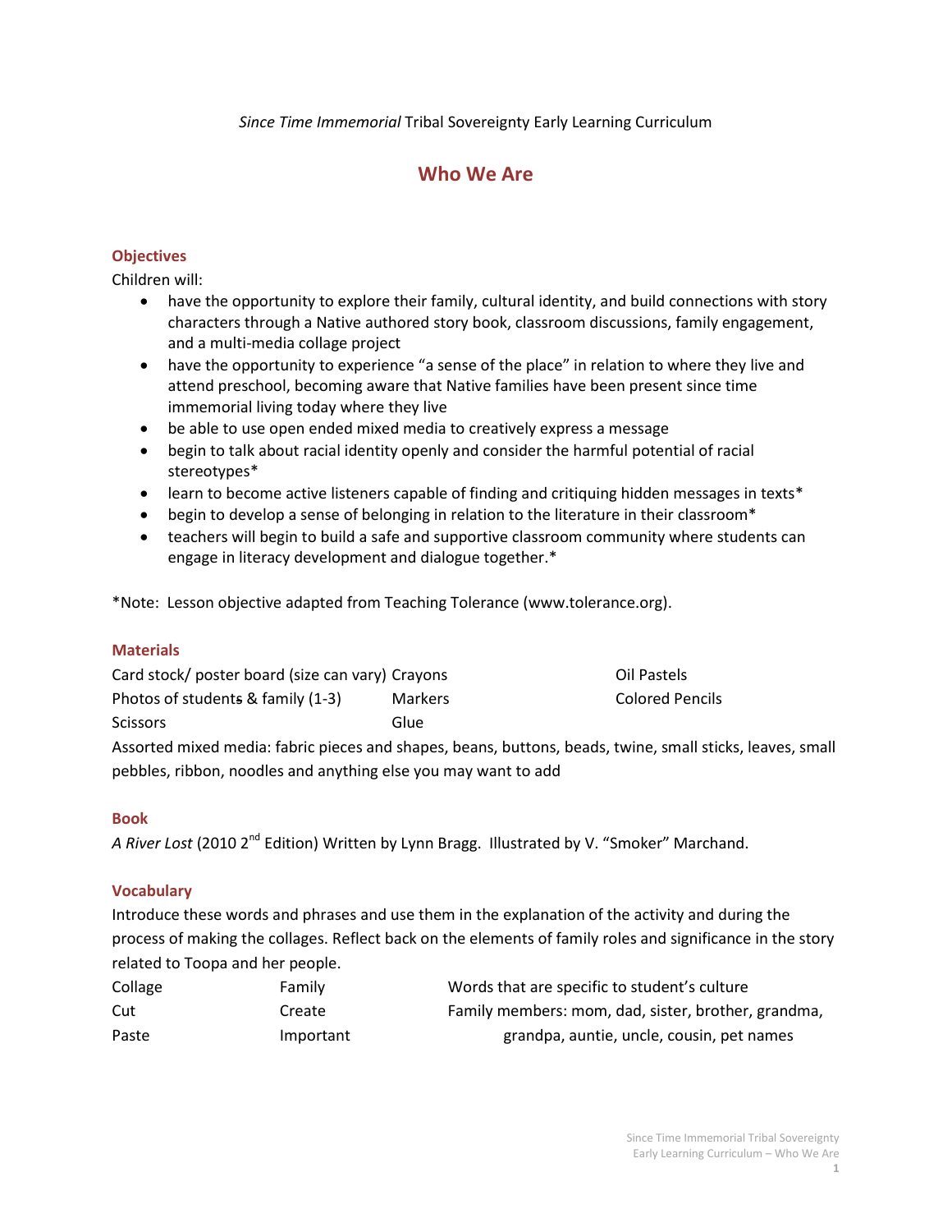*Since Time Immemorial* Tribal Sovereignty Early Learning Curriculum

# Who We Are

## Objectives

Children will:

- have the opportunity to explore their family, cultural identity, and build connections with story characters through a Native authored story book, classroom discussions, family engagement, and a multi-media collage project
- have the opportunity to experience "a sense of the place" in relation to where they live and attend preschool, becoming aware that Native families have been present since time immemorial living today where they live
- be able to use open ended mixed media to creatively express a message
- begin to talk about racial identity openly and consider the harmful potential of racial stereotypes*
- learn to become active listeners capable of finding and critiquing hidden messages in texts*
- begin to develop a sense of belonging in relation to the literature in their classroom*
- teachers will begin to build a safe and supportive classroom community where students can engage in literacy development and dialogue together.*

*Note: Lesson objective adapted from Teaching Tolerance (www.tolerance.org).

## Materials

| | | |
|---|---|---|
| Card stock/ poster board (size can vary) | Crayons | Oil Pastels |
| Photos of students & family (1-3) | Markers | Colored Pencils |
| Scissors | Glue | |

Assorted mixed media: fabric pieces and shapes, beans, buttons, beads, twine, small sticks, leaves, small pebbles, ribbon, noodles and anything else you may want to add

## Book

*A River Lost* (2010 2nd Edition) Written by Lynn Bragg. Illustrated by V. "Smoker" Marchand.

## Vocabulary

Introduce these words and phrases and use them in the explanation of the activity and during the process of making the collages. Reflect back on the elements of family roles and significance in the story related to Toopa and her people.

| | | |
|---|---|---|
| Collage | Family | Words that are specific to student's culture |
| Cut | Create | Family members: mom, dad, sister, brother, grandma, |
| Paste | Important | grandpa, auntie, uncle, cousin, pet names |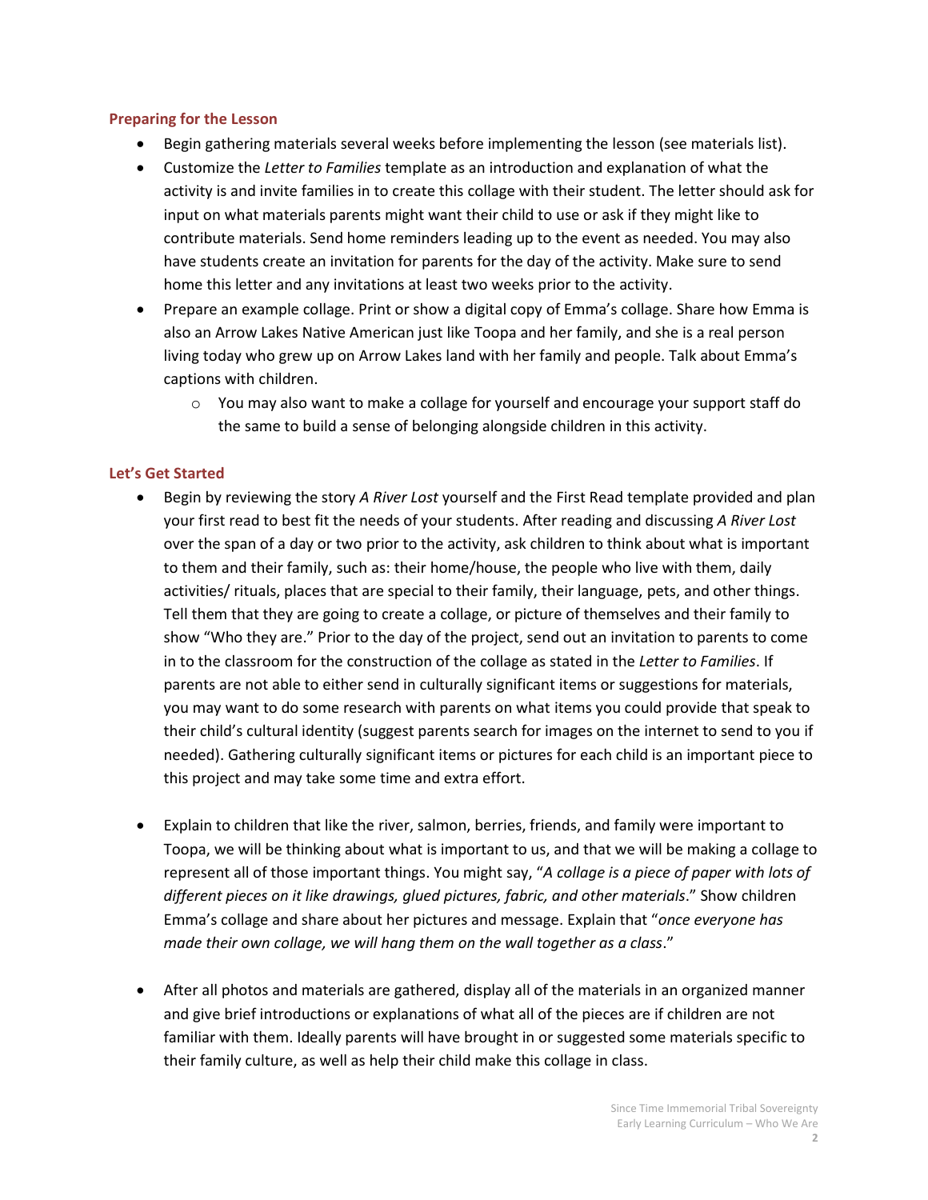### Preparing for the Lesson

- Begin gathering materials several weeks before implementing the lesson (see materials list).
- Customize the *Letter to Families* template as an introduction and explanation of what the activity is and invite families in to create this collage with their student. The letter should ask for input on what materials parents might want their child to use or ask if they might like to contribute materials. Send home reminders leading up to the event as needed. You may also have students create an invitation for parents for the day of the activity. Make sure to send home this letter and any invitations at least two weeks prior to the activity.
- Prepare an example collage. Print or show a digital copy of Emma's collage. Share how Emma is also an Arrow Lakes Native American just like Toopa and her family, and she is a real person living today who grew up on Arrow Lakes land with her family and people. Talk about Emma's captions with children.
    - You may also want to make a collage for yourself and encourage your support staff do the same to build a sense of belonging alongside children in this activity.

### Let's Get Started

- Begin by reviewing the story *A River Lost* yourself and the First Read template provided and plan your first read to best fit the needs of your students. After reading and discussing *A River Lost* over the span of a day or two prior to the activity, ask children to think about what is important to them and their family, such as: their home/house, the people who live with them, daily activities/ rituals, places that are special to their family, their language, pets, and other things. Tell them that they are going to create a collage, or picture of themselves and their family to show "Who they are." Prior to the day of the project, send out an invitation to parents to come in to the classroom for the construction of the collage as stated in the *Letter to Families*. If parents are not able to either send in culturally significant items or suggestions for materials, you may want to do some research with parents on what items you could provide that speak to their child's cultural identity (suggest parents search for images on the internet to send to you if needed). Gathering culturally significant items or pictures for each child is an important piece to this project and may take some time and extra effort.

- Explain to children that like the river, salmon, berries, friends, and family were important to Toopa, we will be thinking about what is important to us, and that we will be making a collage to represent all of those important things. You might say, "*A collage is a piece of paper with lots of different pieces on it like drawings, glued pictures, fabric, and other materials*." Show children Emma's collage and share about her pictures and message. Explain that "*once everyone has made their own collage, we will hang them on the wall together as a class*."

- After all photos and materials are gathered, display all of the materials in an organized manner and give brief introductions or explanations of what all of the pieces are if children are not familiar with them. Ideally parents will have brought in or suggested some materials specific to their family culture, as well as help their child make this collage in class.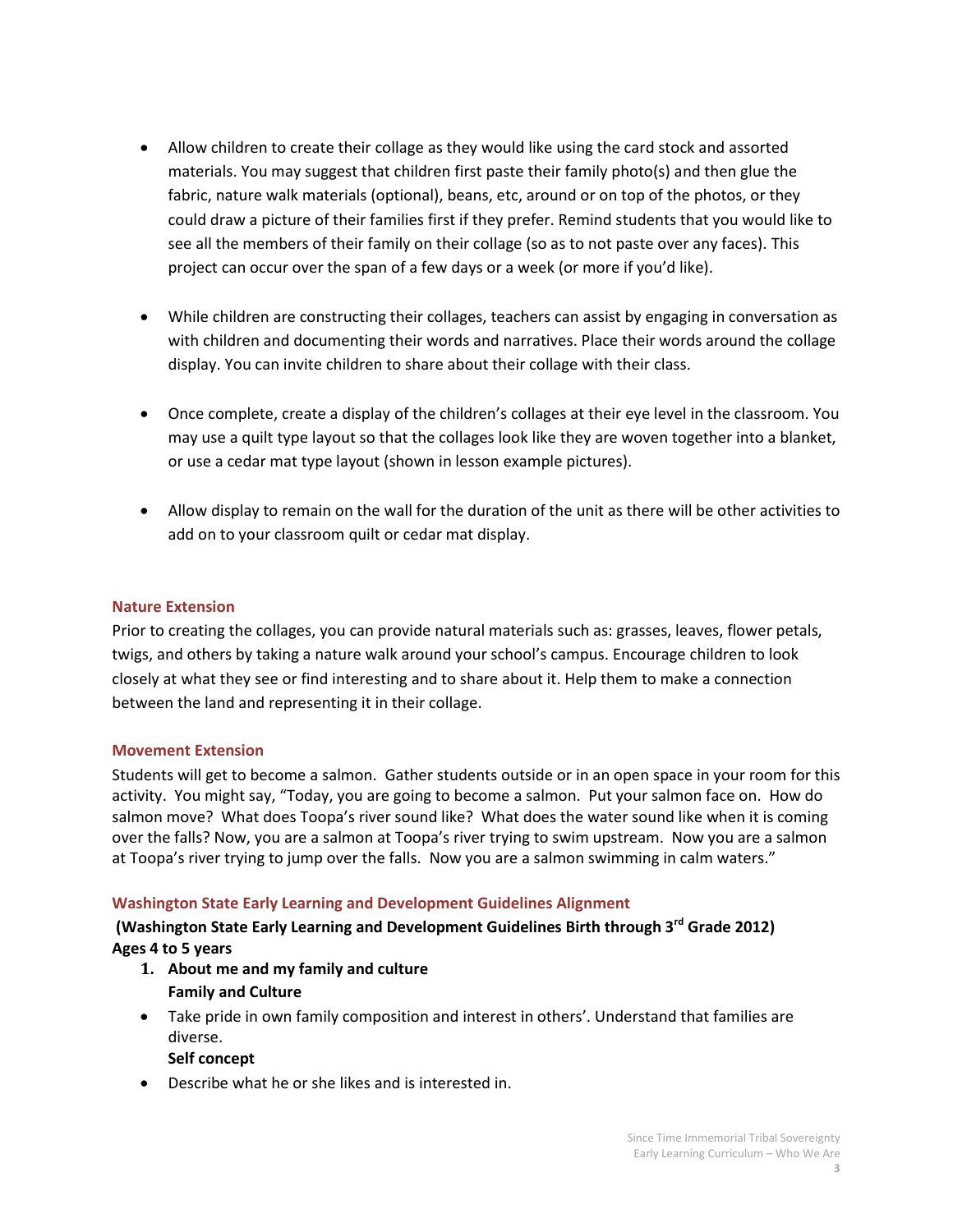- Allow children to create their collage as they would like using the card stock and assorted materials. You may suggest that children first paste their family photo(s) and then glue the fabric, nature walk materials (optional), beans, etc, around or on top of the photos, or they could draw a picture of their families first if they prefer. Remind students that you would like to see all the members of their family on their collage (so as to not paste over any faces). This project can occur over the span of a few days or a week (or more if you'd like).

- While children are constructing their collages, teachers can assist by engaging in conversation as with children and documenting their words and narratives. Place their words around the collage display. You can invite children to share about their collage with their class.

- Once complete, create a display of the children's collages at their eye level in the classroom. You may use a quilt type layout so that the collages look like they are woven together into a blanket, or use a cedar mat type layout (shown in lesson example pictures).

- Allow display to remain on the wall for the duration of the unit as there will be other activities to add on to your classroom quilt or cedar mat display.

### Nature Extension

Prior to creating the collages, you can provide natural materials such as: grasses, leaves, flower petals, twigs, and others by taking a nature walk around your school's campus. Encourage children to look closely at what they see or find interesting and to share about it. Help them to make a connection between the land and representing it in their collage.

### Movement Extension

Students will get to become a salmon. Gather students outside or in an open space in your room for this activity. You might say, "Today, you are going to become a salmon. Put your salmon face on. How do salmon move? What does Toopa's river sound like? What does the water sound like when it is coming over the falls? Now, you are a salmon at Toopa's river trying to swim upstream. Now you are a salmon at Toopa's river trying to jump over the falls. Now you are a salmon swimming in calm waters."

### Washington State Early Learning and Development Guidelines Alignment

**(Washington State Early Learning and Development Guidelines Birth through 3rd Grade 2012)**
**Ages 4 to 5 years**

1. **About me and my family and culture**
   **Family and Culture**

- Take pride in own family composition and interest in others'. Understand that families are diverse.

  **Self concept**

- Describe what he or she likes and is interested in.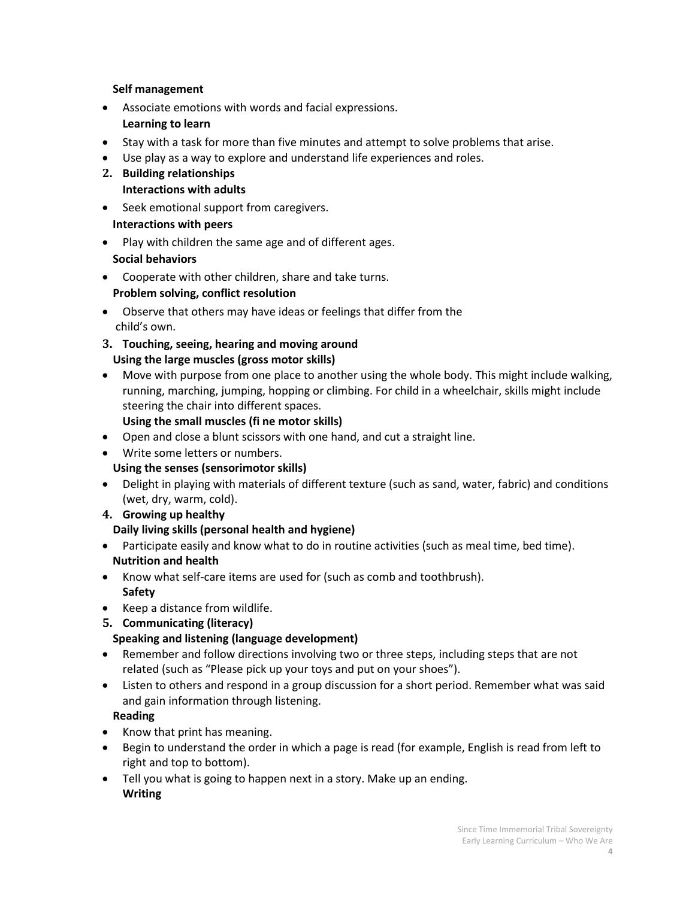**Self management**

- Associate emotions with words and facial expressions.

**Learning to learn**

- Stay with a task for more than five minutes and attempt to solve problems that arise.
- Use play as a way to explore and understand life experiences and roles.

2. **Building relationships**

**Interactions with adults**

- Seek emotional support from caregivers.

**Interactions with peers**

- Play with children the same age and of different ages.

**Social behaviors**

- Cooperate with other children, share and take turns.

**Problem solving, conflict resolution**

- Observe that others may have ideas or feelings that differ from the child's own.

3. **Touching, seeing, hearing and moving around**

**Using the large muscles (gross motor skills)**

- Move with purpose from one place to another using the whole body. This might include walking, running, marching, jumping, hopping or climbing. For child in a wheelchair, skills might include steering the chair into different spaces.

**Using the small muscles (fi ne motor skills)**

- Open and close a blunt scissors with one hand, and cut a straight line.
- Write some letters or numbers.

**Using the senses (sensorimotor skills)**

- Delight in playing with materials of different texture (such as sand, water, fabric) and conditions (wet, dry, warm, cold).

4. **Growing up healthy**

**Daily living skills (personal health and hygiene)**

- Participate easily and know what to do in routine activities (such as meal time, bed time).

**Nutrition and health**

- Know what self-care items are used for (such as comb and toothbrush).

**Safety**

- Keep a distance from wildlife.

5. **Communicating (literacy)**

**Speaking and listening (language development)**

- Remember and follow directions involving two or three steps, including steps that are not related (such as "Please pick up your toys and put on your shoes").
- Listen to others and respond in a group discussion for a short period. Remember what was said and gain information through listening.

**Reading**

- Know that print has meaning.
- Begin to understand the order in which a page is read (for example, English is read from left to right and top to bottom).
- Tell you what is going to happen next in a story. Make up an ending.

**Writing**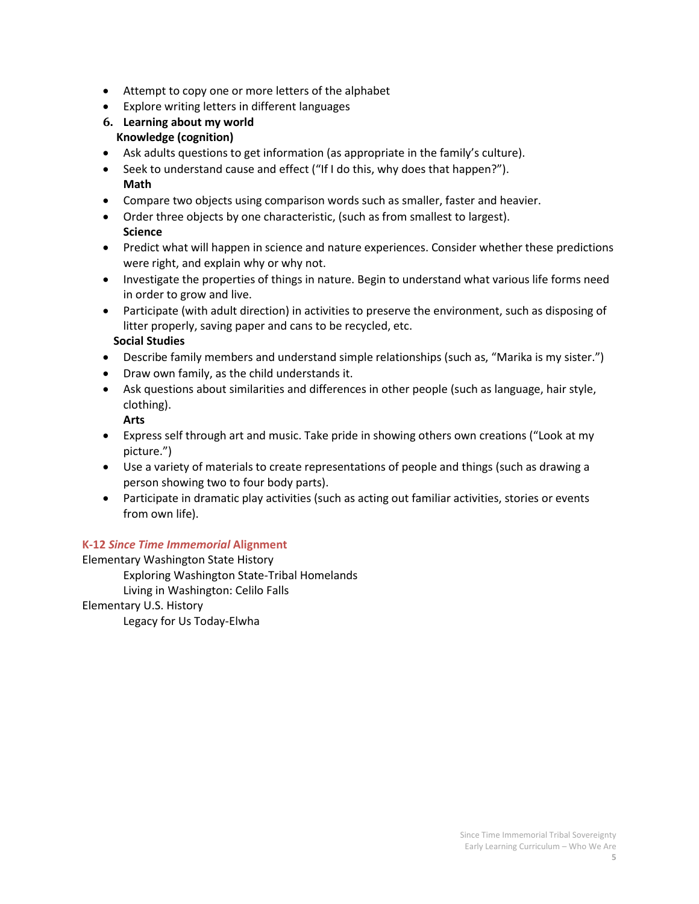- Attempt to copy one or more letters of the alphabet
- Explore writing letters in different languages

6. **Learning about my world**

**Knowledge (cognition)**

- Ask adults questions to get information (as appropriate in the family's culture).
- Seek to understand cause and effect ("If I do this, why does that happen?").

**Math**

- Compare two objects using comparison words such as smaller, faster and heavier.
- Order three objects by one characteristic, (such as from smallest to largest).

**Science**

- Predict what will happen in science and nature experiences. Consider whether these predictions were right, and explain why or why not.
- Investigate the properties of things in nature. Begin to understand what various life forms need in order to grow and live.
- Participate (with adult direction) in activities to preserve the environment, such as disposing of litter properly, saving paper and cans to be recycled, etc.

**Social Studies**

- Describe family members and understand simple relationships (such as, "Marika is my sister.")
- Draw own family, as the child understands it.
- Ask questions about similarities and differences in other people (such as language, hair style, clothing).

**Arts**

- Express self through art and music. Take pride in showing others own creations ("Look at my picture.")
- Use a variety of materials to create representations of people and things (such as drawing a person showing two to four body parts).
- Participate in dramatic play activities (such as acting out familiar activities, stories or events from own life).

### K-12 *Since Time Immemorial* Alignment

Elementary Washington State History

Exploring Washington State-Tribal Homelands

Living in Washington: Celilo Falls

Elementary U.S. History

Legacy for Us Today-Elwha